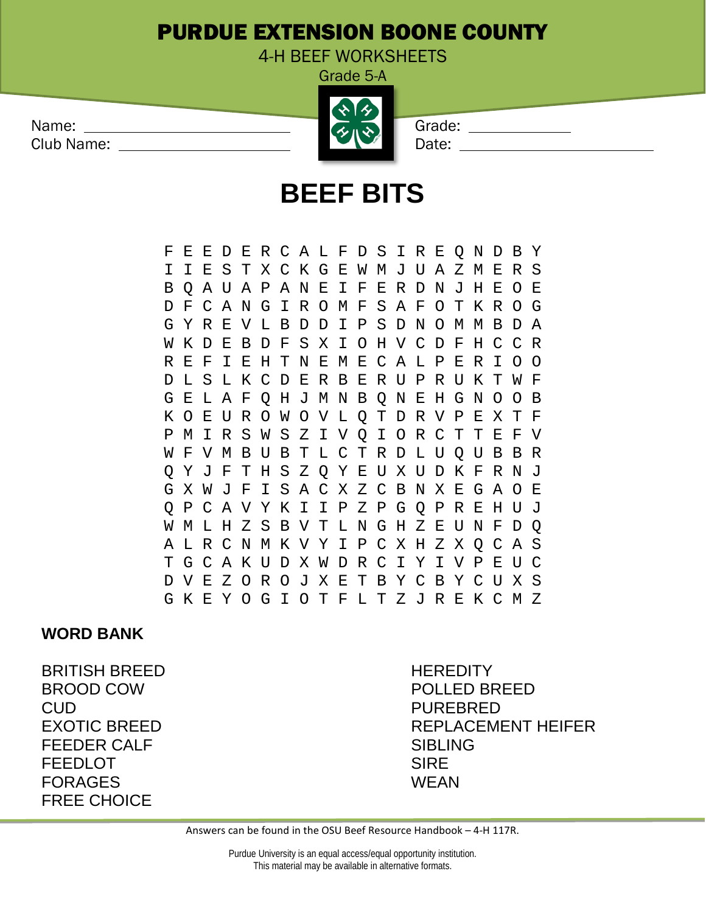# PURDUE EXTENSION BOONE COUNTY

4-H BEEF WORKSHEETS

Grade 5-A

Name: ______________________________

Club Name: __________________________

Grade: ______________

Date: ______________________________

## BEEF BITS

```
F E E D E R C A L F D S I R E Q N D B Y
I I E S T X C K G E W M J U A Z M E R S
B Q A U A P A N E I F E R D N J H E O E
D F C A N G I R O M F S A F O T K R O G
G Y R E V L B D D I P S D N O M M B D A
W K D E B D F S X I O H V C D F H C C R
R E F I E H T N E M E C A L P E R I O O
D L S L K C D E R B E R U P R U K T W F
G E L A F Q H J M N B Q N E H G N O O B
K O E U R O W O V L Q T D R V P E X T F
P M I R S W S Z I V Q I O R C T T E F V
W F V M B U B T L C T R D L U Q U B B R
Q Y J F T H S Z Q Y E U X U D K F R N J
G X W J F I S A C X Z C B N X E G A O E
Q P C A V Y K I I P Z P G Q P R E H U J
W M L H Z S B V T L N G H Z E U N F D Q
A L R C N M K V Y I P C X H Z X Q C A S
T G C A K U D X W D R C I Y I V P E U C
D V E Z O R O J X E T B Y C B Y C U X S
G K E Y O G I O T F L T Z J R E K C M Z
```

**WORD BANK**

BRITISH BREED
BROOD COW
CUD
EXOTIC BREED
FEEDER CALF
FEEDLOT
FORAGES
FREE CHOICE
HEREDITY
POLLED BREED
PUREBRED
REPLACEMENT HEIFER
SIBLING
SIRE
WEAN

Answers can be found in the OSU Beef Resource Handbook – 4-H 117R.

Purdue University is an equal access/equal opportunity institution.
This material may be available in alternative formats.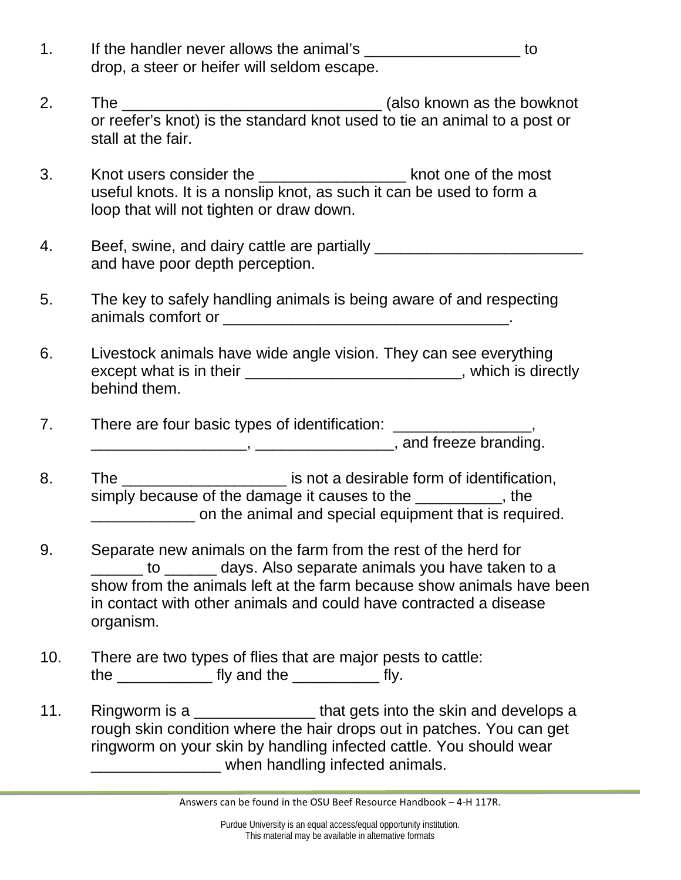1. If the handler never allows the animal's __________________ to drop, a steer or heifer will seldom escape.

2. The ______________________________ (also known as the bowknot or reefer's knot) is the standard knot used to tie an animal to a post or stall at the fair.

3. Knot users consider the _________________ knot one of the most useful knots. It is a nonslip knot, as such it can be used to form a loop that will not tighten or draw down.

4. Beef, swine, and dairy cattle are partially ________________________ and have poor depth perception.

5. The key to safely handling animals is being aware of and respecting animals comfort or _________________________________.

6. Livestock animals have wide angle vision. They can see everything except what is in their _________________________, which is directly behind them.

7. There are four basic types of identification: ________________, __________________, ________________, and freeze branding.

8. The ___________________ is not a desirable form of identification, simply because of the damage it causes to the __________, the ____________ on the animal and special equipment that is required.

9. Separate new animals on the farm from the rest of the herd for ______ to ______ days. Also separate animals you have taken to a show from the animals left at the farm because show animals have been in contact with other animals and could have contracted a disease organism.

10. There are two types of flies that are major pests to cattle: the ___________ fly and the __________ fly.

11. Ringworm is a ______________ that gets into the skin and develops a rough skin condition where the hair drops out in patches. You can get ringworm on your skin by handling infected cattle. You should wear _______________ when handling infected animals.

Answers can be found in the OSU Beef Resource Handbook – 4-H 117R.

Purdue University is an equal access/equal opportunity institution.
This material may be available in alternative formats